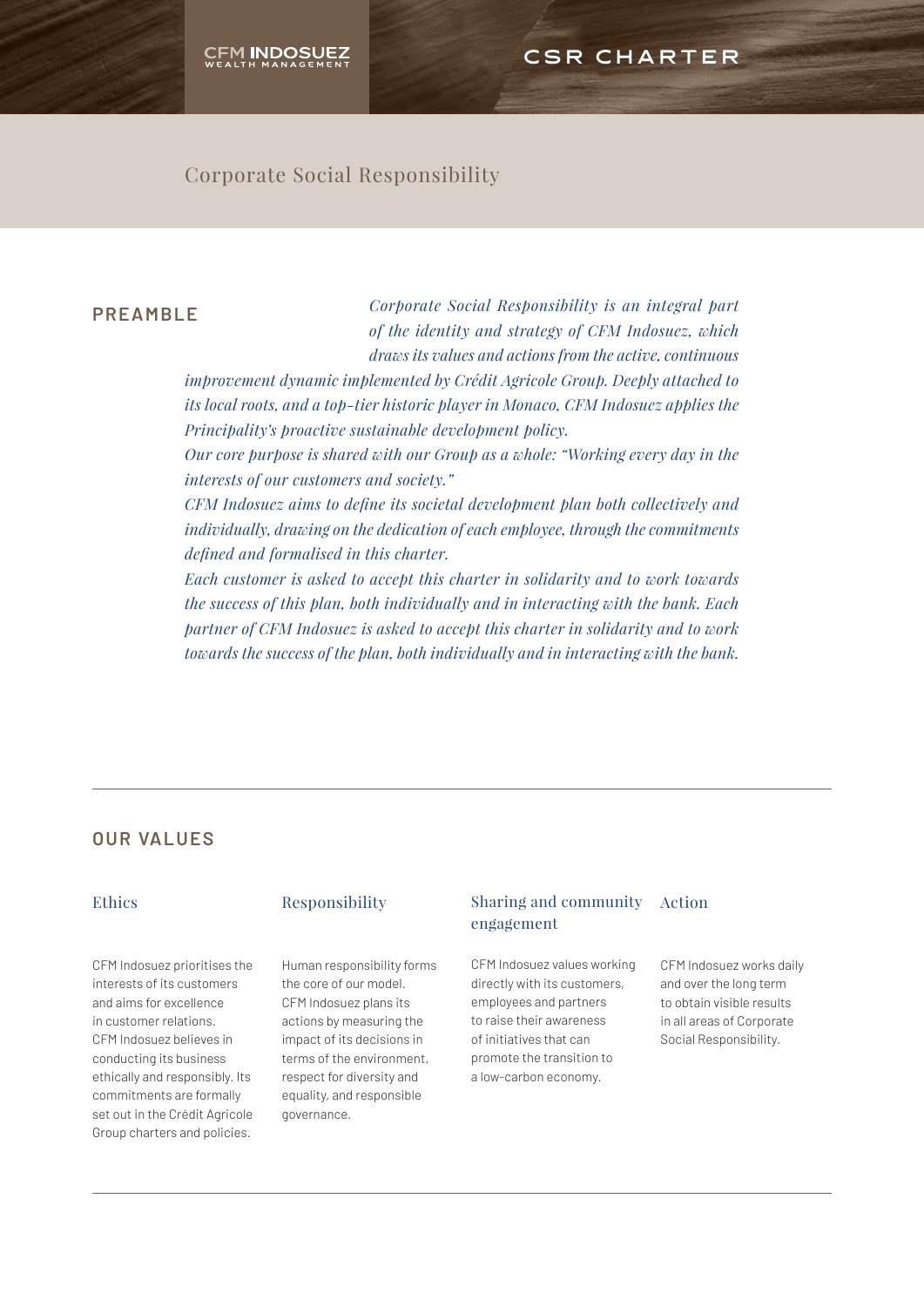CFM INDOSUEZ WEALTH MANAGEMENT

# CSR CHARTER

Corporate Social Responsibility

## PREAMBLE

*Corporate Social Responsibility is an integral part of the identity and strategy of CFM Indosuez, which draws its values and actions from the active, continuous improvement dynamic implemented by Crédit Agricole Group. Deeply attached to its local roots, and a top-tier historic player in Monaco, CFM Indosuez applies the Principality's proactive sustainable development policy.*

*Our core purpose is shared with our Group as a whole: "Working every day in the interests of our customers and society."*

*CFM Indosuez aims to define its societal development plan both collectively and individually, drawing on the dedication of each employee, through the commitments defined and formalised in this charter.*

*Each customer is asked to accept this charter in solidarity and to work towards the success of this plan, both individually and in interacting with the bank. Each partner of CFM Indosuez is asked to accept this charter in solidarity and to work towards the success of the plan, both individually and in interacting with the bank.*

---

## OUR VALUES

### Ethics

CFM Indosuez prioritises the interests of its customers and aims for excellence in customer relations. CFM Indosuez believes in conducting its business ethically and responsibly. Its commitments are formally set out in the Crédit Agricole Group charters and policies.

### Responsibility

Human responsibility forms the core of our model. CFM Indosuez plans its actions by measuring the impact of its decisions in terms of the environment, respect for diversity and equality, and responsible governance.

### Sharing and community engagement

CFM Indosuez values working directly with its customers, employees and partners to raise their awareness of initiatives that can promote the transition to a low-carbon economy.

### Action

CFM Indosuez works daily and over the long term to obtain visible results in all areas of Corporate Social Responsibility.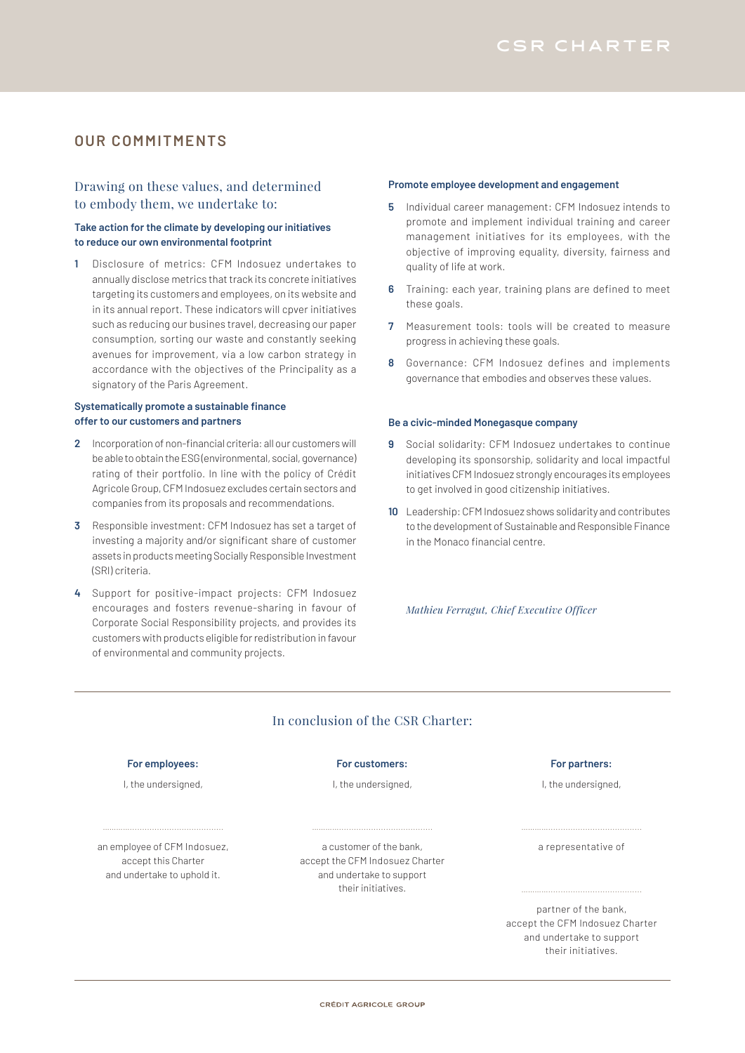# CSR CHARTER

## OUR COMMITMENTS

Drawing on these values, and determined to embody them, we undertake to:

**Take action for the climate by developing our initiatives to reduce our own environmental footprint**

1. Disclosure of metrics: CFM Indosuez undertakes to annually disclose metrics that track its concrete initiatives targeting its customers and employees, on its website and in its annual report. These indicators will cpver initiatives such as reducing our busines travel, decreasing our paper consumption, sorting our waste and constantly seeking avenues for improvement, via a low carbon strategy in accordance with the objectives of the Principality as a signatory of the Paris Agreement.

**Systematically promote a sustainable finance offer to our customers and partners**

2. Incorporation of non-financial criteria: all our customers will be able to obtain the ESG (environmental, social, governance) rating of their portfolio. In line with the policy of Crédit Agricole Group, CFM Indosuez excludes certain sectors and companies from its proposals and recommendations.
3. Responsible investment: CFM Indosuez has set a target of investing a majority and/or significant share of customer assets in products meeting Socially Responsible Investment (SRI) criteria.
4. Support for positive-impact projects: CFM Indosuez encourages and fosters revenue-sharing in favour of Corporate Social Responsibility projects, and provides its customers with products eligible for redistribution in favour of environmental and community projects.

**Promote employee development and engagement**

5. Individual career management: CFM Indosuez intends to promote and implement individual training and career management initiatives for its employees, with the objective of improving equality, diversity, fairness and quality of life at work.
6. Training: each year, training plans are defined to meet these goals.
7. Measurement tools: tools will be created to measure progress in achieving these goals.
8. Governance: CFM Indosuez defines and implements governance that embodies and observes these values.

**Be a civic-minded Monegasque company**

9. Social solidarity: CFM Indosuez undertakes to continue developing its sponsorship, solidarity and local impactful initiatives CFM Indosuez strongly encourages its employees to get involved in good citizenship initiatives.
10. Leadership: CFM Indosuez shows solidarity and contributes to the development of Sustainable and Responsible Finance in the Monaco financial centre.

*Mathieu Ferragut, Chief Executive Officer*

---

In conclusion of the CSR Charter:

**For employees:**

I, the undersigned,

................................................

an employee of CFM Indosuez, accept this Charter and undertake to uphold it.

**For customers:**

I, the undersigned,

................................................

a customer of the bank, accept the CFM Indosuez Charter and undertake to support their initiatives.

**For partners:**

I, the undersigned,

................................................

a representative of

................................................

partner of the bank, accept the CFM Indosuez Charter and undertake to support their initiatives.

CRÉDIT AGRICOLE GROUP